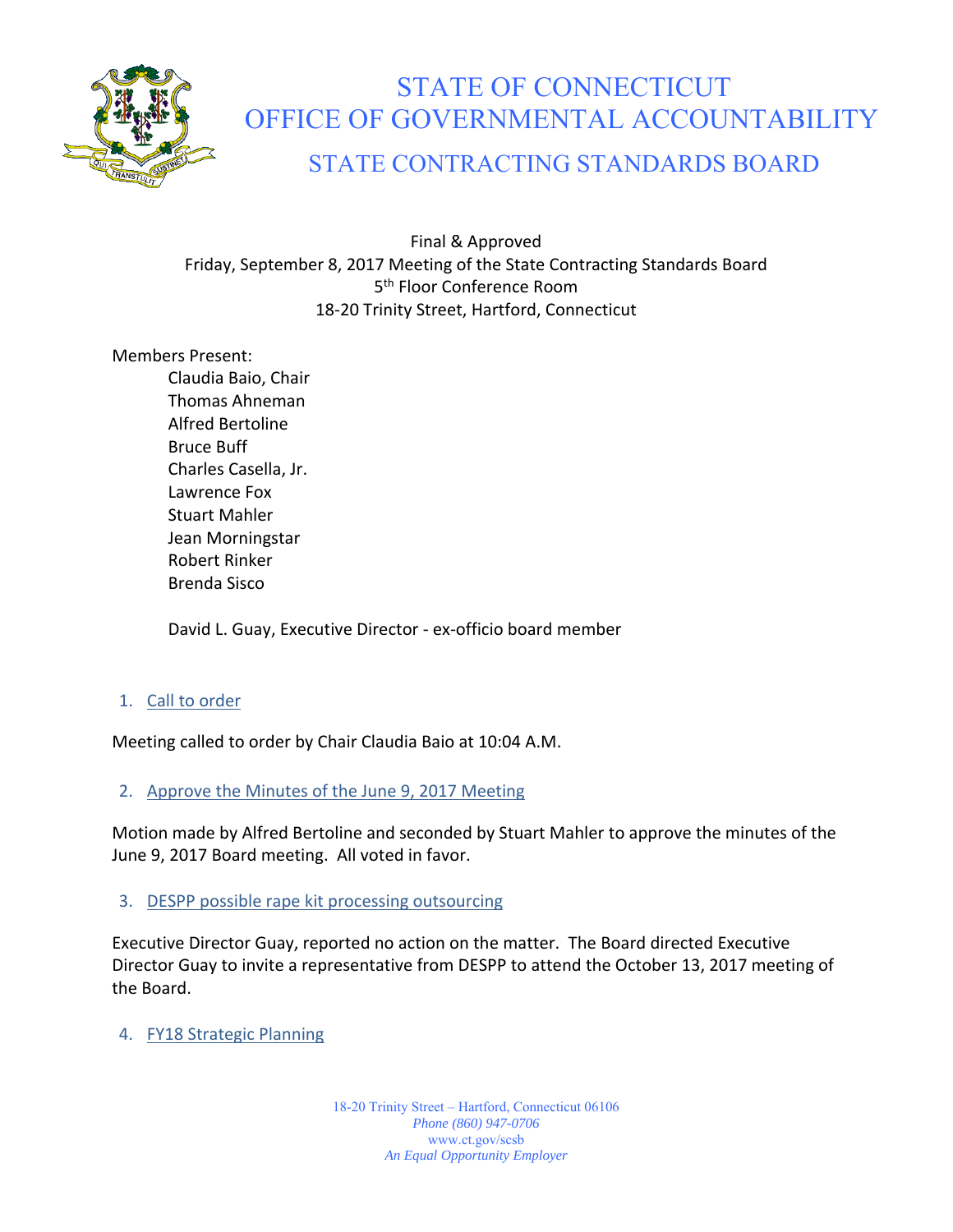# STATE OF CONNECTICUT
# OFFICE OF GOVERNMENTAL ACCOUNTABILITY
## STATE CONTRACTING STANDARDS BOARD

Final & Approved
Friday, September 8, 2017 Meeting of the State Contracting Standards Board
5th Floor Conference Room
18-20 Trinity Street, Hartford, Connecticut

Members Present:

- Claudia Baio, Chair
- Thomas Ahneman
- Alfred Bertoline
- Bruce Buff
- Charles Casella, Jr.
- Lawrence Fox
- Stuart Mahler
- Jean Morningstar
- Robert Rinker
- Brenda Sisco

David L. Guay, Executive Director - ex-officio board member

1. Call to order

Meeting called to order by Chair Claudia Baio at 10:04 A.M.

2. Approve the Minutes of the June 9, 2017 Meeting

Motion made by Alfred Bertoline and seconded by Stuart Mahler to approve the minutes of the June 9, 2017 Board meeting. All voted in favor.

3. DESPP possible rape kit processing outsourcing

Executive Director Guay, reported no action on the matter. The Board directed Executive Director Guay to invite a representative from DESPP to attend the October 13, 2017 meeting of the Board.

4. FY18 Strategic Planning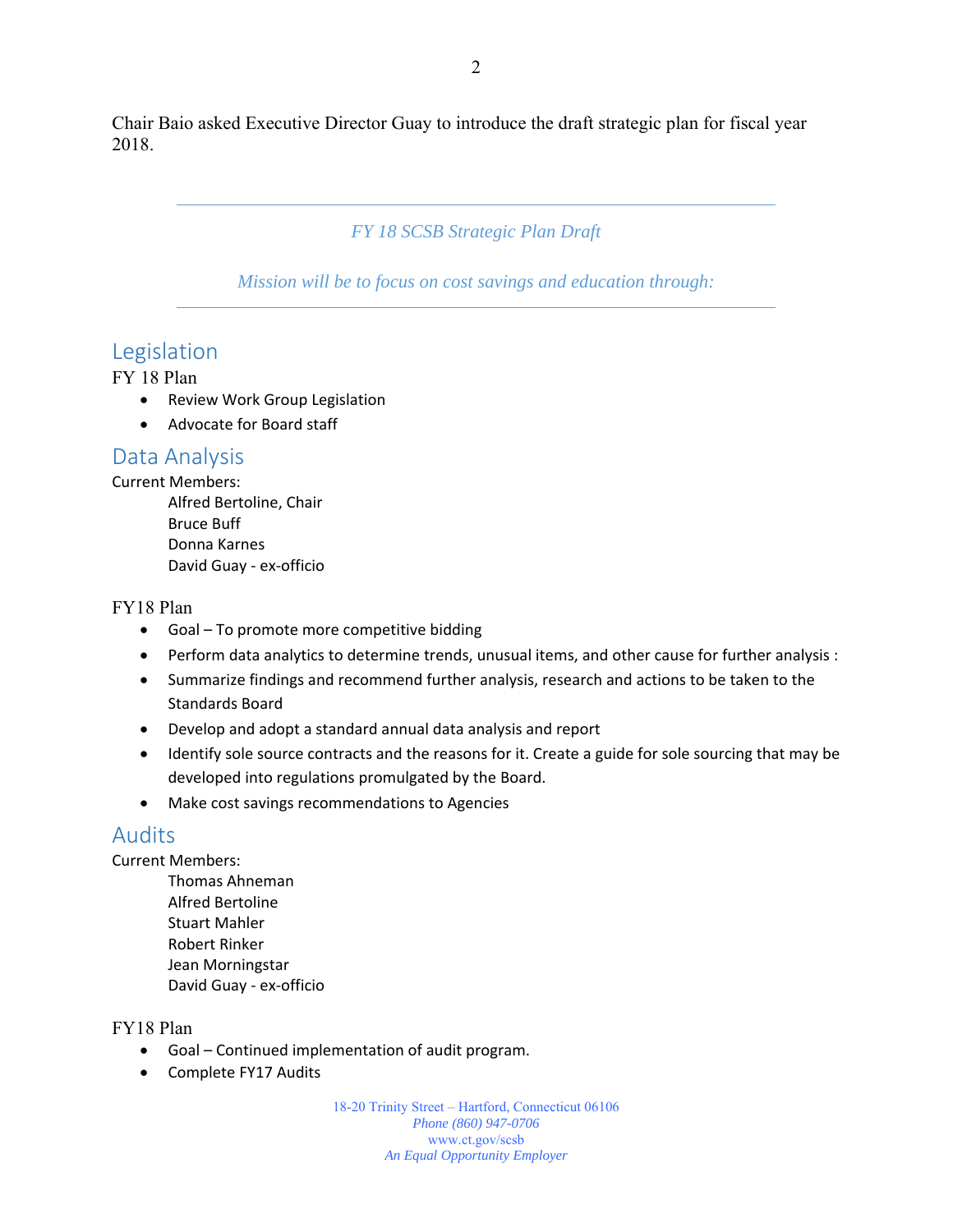Chair Baio asked Executive Director Guay to introduce the draft strategic plan for fiscal year 2018.

---

*FY 18 SCSB Strategic Plan Draft*

*Mission will be to focus on cost savings and education through:*

---

## Legislation

FY 18 Plan

- Review Work Group Legislation
- Advocate for Board staff

## Data Analysis

Current Members:

Alfred Bertoline, Chair
Bruce Buff
Donna Karnes
David Guay - ex-officio

FY18 Plan

- Goal – To promote more competitive bidding
- Perform data analytics to determine trends, unusual items, and other cause for further analysis :
- Summarize findings and recommend further analysis, research and actions to be taken to the Standards Board
- Develop and adopt a standard annual data analysis and report
- Identify sole source contracts and the reasons for it. Create a guide for sole sourcing that may be developed into regulations promulgated by the Board.
- Make cost savings recommendations to Agencies

## Audits

Current Members:

Thomas Ahneman
Alfred Bertoline
Stuart Mahler
Robert Rinker
Jean Morningstar
David Guay - ex-officio

FY18 Plan

- Goal – Continued implementation of audit program.
- Complete FY17 Audits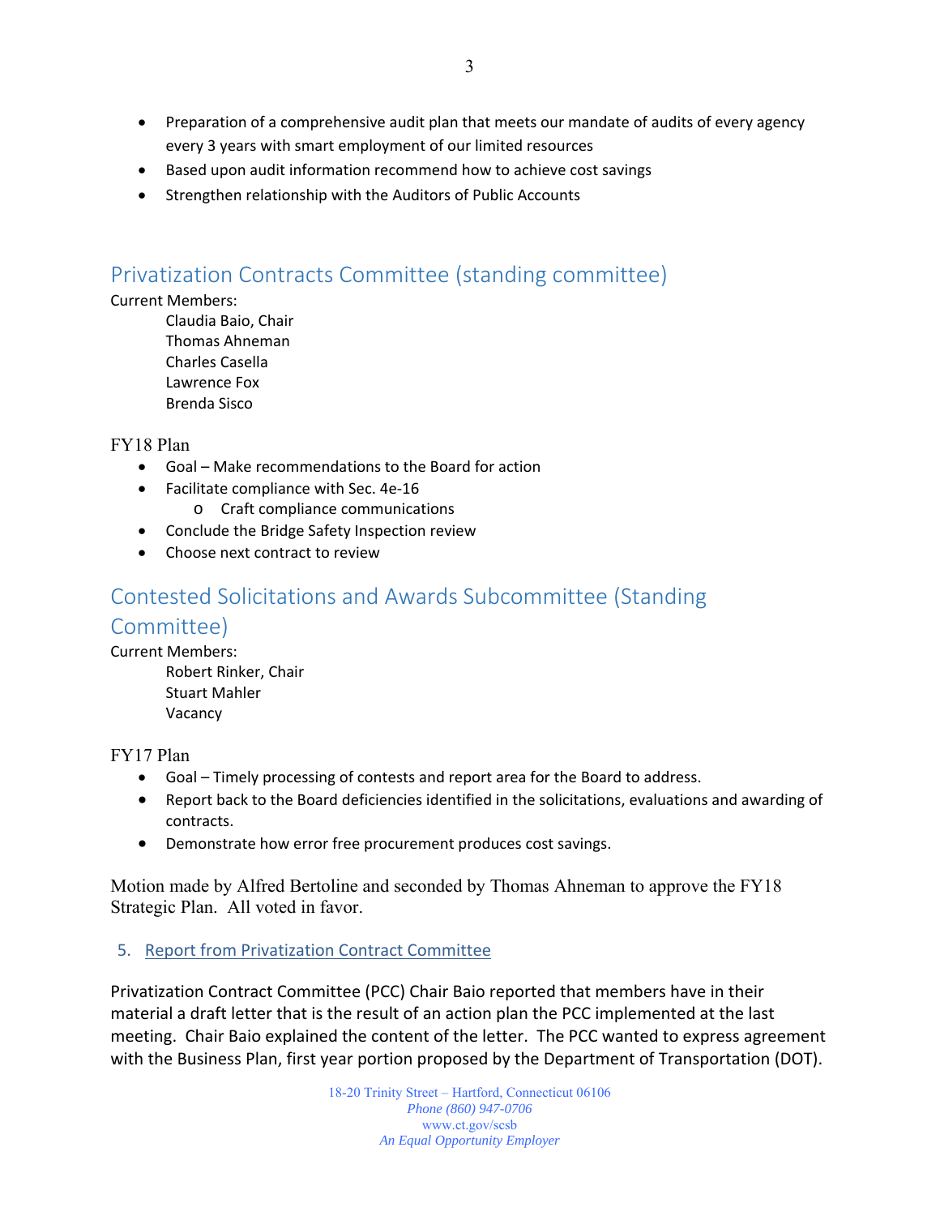- Preparation of a comprehensive audit plan that meets our mandate of audits of every agency every 3 years with smart employment of our limited resources
- Based upon audit information recommend how to achieve cost savings
- Strengthen relationship with the Auditors of Public Accounts

## Privatization Contracts Committee (standing committee)

Current Members:

Claudia Baio, Chair
Thomas Ahneman
Charles Casella
Lawrence Fox
Brenda Sisco

FY18 Plan

- Goal – Make recommendations to the Board for action
- Facilitate compliance with Sec. 4e-16
  - Craft compliance communications
- Conclude the Bridge Safety Inspection review
- Choose next contract to review

## Contested Solicitations and Awards Subcommittee (Standing Committee)

Current Members:

Robert Rinker, Chair
Stuart Mahler
Vacancy

FY17 Plan

- Goal – Timely processing of contests and report area for the Board to address.
- Report back to the Board deficiencies identified in the solicitations, evaluations and awarding of contracts.
- Demonstrate how error free procurement produces cost savings.

Motion made by Alfred Bertoline and seconded by Thomas Ahneman to approve the FY18 Strategic Plan. All voted in favor.

5. Report from Privatization Contract Committee

Privatization Contract Committee (PCC) Chair Baio reported that members have in their material a draft letter that is the result of an action plan the PCC implemented at the last meeting. Chair Baio explained the content of the letter. The PCC wanted to express agreement with the Business Plan, first year portion proposed by the Department of Transportation (DOT).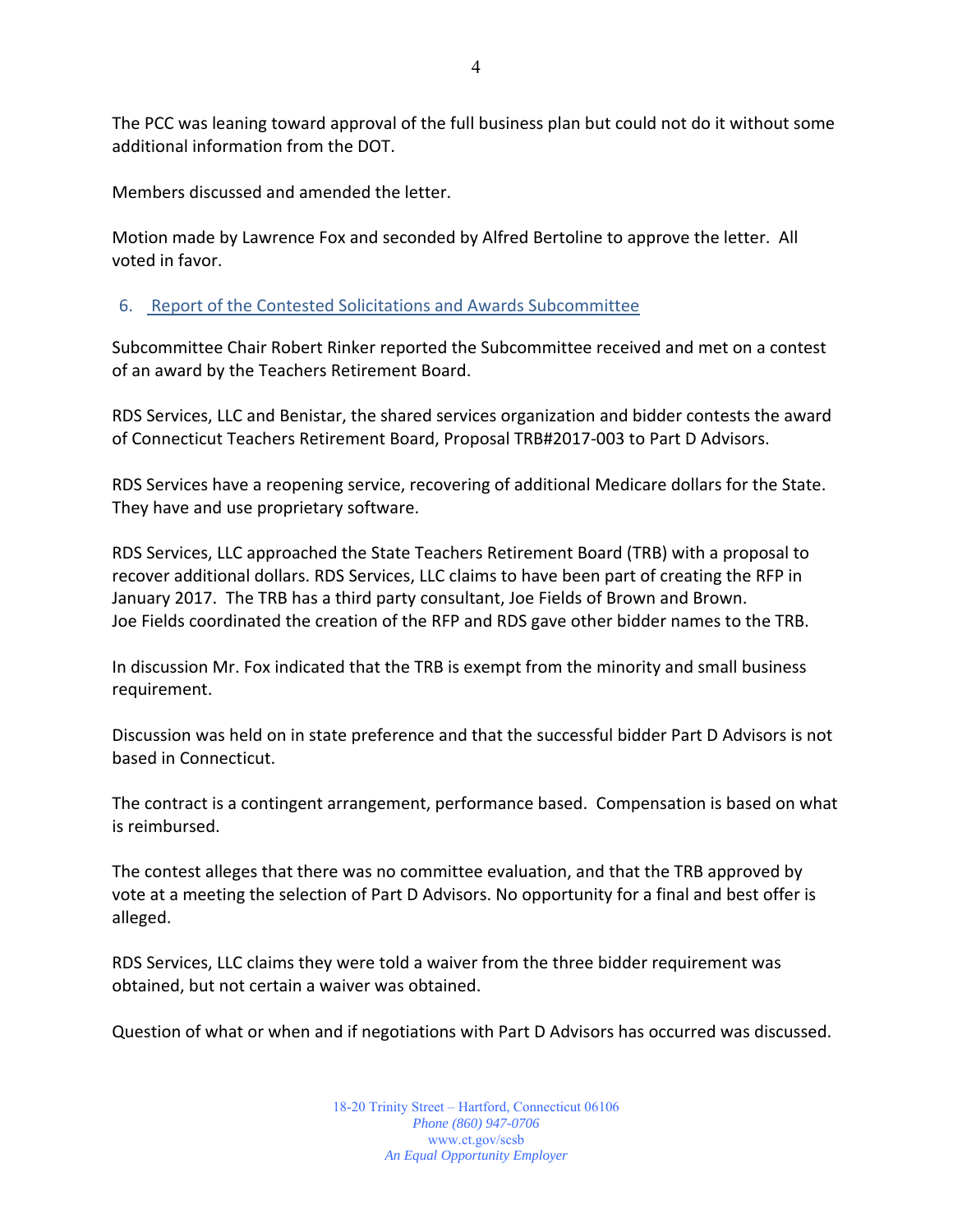The PCC was leaning toward approval of the full business plan but could not do it without some additional information from the DOT.

Members discussed and amended the letter.

Motion made by Lawrence Fox and seconded by Alfred Bertoline to approve the letter. All voted in favor.

## 6. Report of the Contested Solicitations and Awards Subcommittee

Subcommittee Chair Robert Rinker reported the Subcommittee received and met on a contest of an award by the Teachers Retirement Board.

RDS Services, LLC and Benistar, the shared services organization and bidder contests the award of Connecticut Teachers Retirement Board, Proposal TRB#2017-003 to Part D Advisors.

RDS Services have a reopening service, recovering of additional Medicare dollars for the State. They have and use proprietary software.

RDS Services, LLC approached the State Teachers Retirement Board (TRB) with a proposal to recover additional dollars. RDS Services, LLC claims to have been part of creating the RFP in January 2017. The TRB has a third party consultant, Joe Fields of Brown and Brown. Joe Fields coordinated the creation of the RFP and RDS gave other bidder names to the TRB.

In discussion Mr. Fox indicated that the TRB is exempt from the minority and small business requirement.

Discussion was held on in state preference and that the successful bidder Part D Advisors is not based in Connecticut.

The contract is a contingent arrangement, performance based. Compensation is based on what is reimbursed.

The contest alleges that there was no committee evaluation, and that the TRB approved by vote at a meeting the selection of Part D Advisors. No opportunity for a final and best offer is alleged.

RDS Services, LLC claims they were told a waiver from the three bidder requirement was obtained, but not certain a waiver was obtained.

Question of what or when and if negotiations with Part D Advisors has occurred was discussed.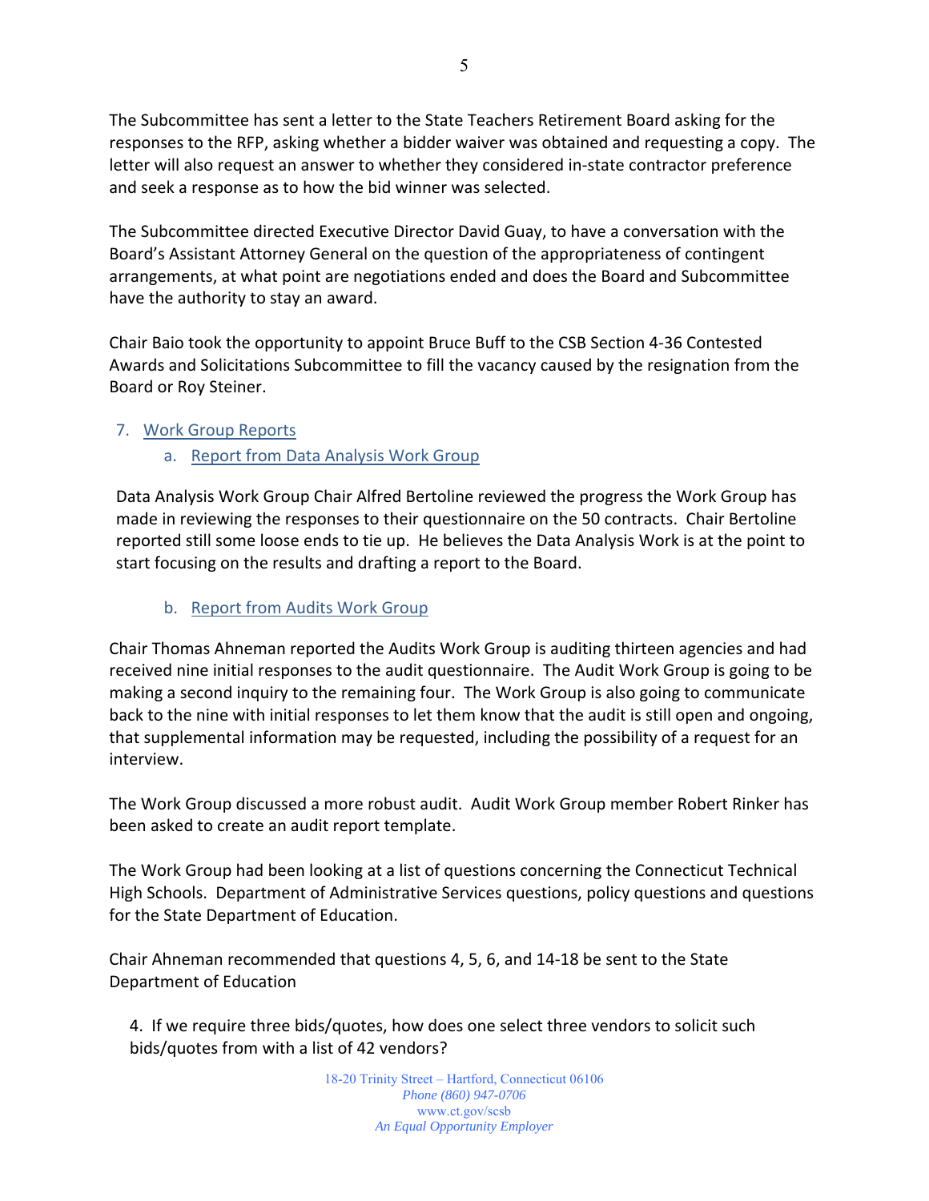The Subcommittee has sent a letter to the State Teachers Retirement Board asking for the responses to the RFP, asking whether a bidder waiver was obtained and requesting a copy. The letter will also request an answer to whether they considered in-state contractor preference and seek a response as to how the bid winner was selected.

The Subcommittee directed Executive Director David Guay, to have a conversation with the Board's Assistant Attorney General on the question of the appropriateness of contingent arrangements, at what point are negotiations ended and does the Board and Subcommittee have the authority to stay an award.

Chair Baio took the opportunity to appoint Bruce Buff to the CSB Section 4-36 Contested Awards and Solicitations Subcommittee to fill the vacancy caused by the resignation from the Board or Roy Steiner.

7. Work Group Reports
   a. Report from Data Analysis Work Group

Data Analysis Work Group Chair Alfred Bertoline reviewed the progress the Work Group has made in reviewing the responses to their questionnaire on the 50 contracts. Chair Bertoline reported still some loose ends to tie up. He believes the Data Analysis Work is at the point to start focusing on the results and drafting a report to the Board.

   b. Report from Audits Work Group

Chair Thomas Ahneman reported the Audits Work Group is auditing thirteen agencies and had received nine initial responses to the audit questionnaire. The Audit Work Group is going to be making a second inquiry to the remaining four. The Work Group is also going to communicate back to the nine with initial responses to let them know that the audit is still open and ongoing, that supplemental information may be requested, including the possibility of a request for an interview.

The Work Group discussed a more robust audit. Audit Work Group member Robert Rinker has been asked to create an audit report template.

The Work Group had been looking at a list of questions concerning the Connecticut Technical High Schools. Department of Administrative Services questions, policy questions and questions for the State Department of Education.

Chair Ahneman recommended that questions 4, 5, 6, and 14-18 be sent to the State Department of Education

4. If we require three bids/quotes, how does one select three vendors to solicit such bids/quotes from with a list of 42 vendors?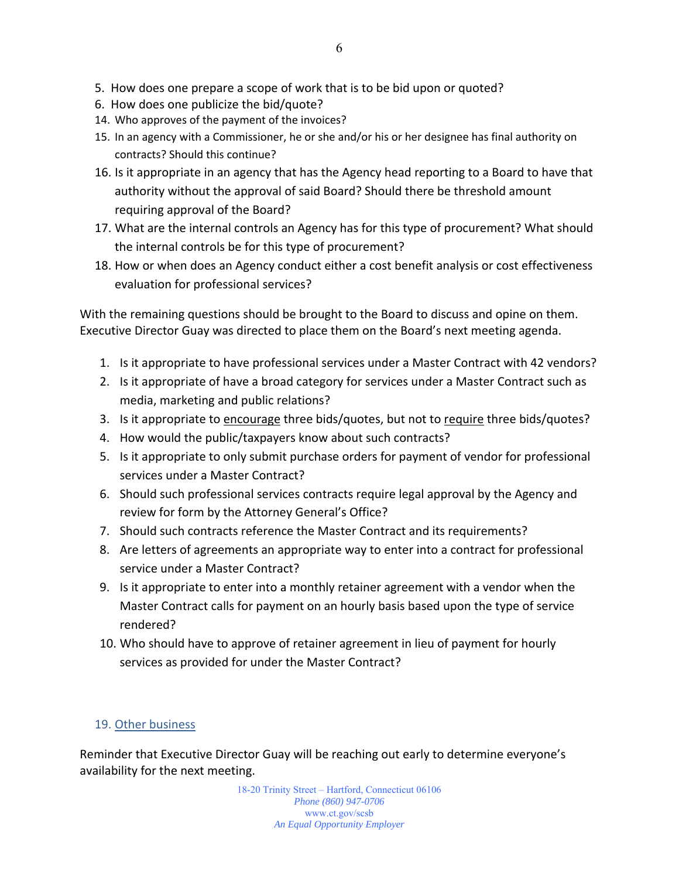5. How does one prepare a scope of work that is to be bid upon or quoted?
6. How does one publicize the bid/quote?
14. Who approves of the payment of the invoices?
15. In an agency with a Commissioner, he or she and/or his or her designee has final authority on contracts? Should this continue?
16. Is it appropriate in an agency that has the Agency head reporting to a Board to have that authority without the approval of said Board? Should there be threshold amount requiring approval of the Board?
17. What are the internal controls an Agency has for this type of procurement? What should the internal controls be for this type of procurement?
18. How or when does an Agency conduct either a cost benefit analysis or cost effectiveness evaluation for professional services?

With the remaining questions should be brought to the Board to discuss and opine on them. Executive Director Guay was directed to place them on the Board's next meeting agenda.

1. Is it appropriate to have professional services under a Master Contract with 42 vendors?
2. Is it appropriate of have a broad category for services under a Master Contract such as media, marketing and public relations?
3. Is it appropriate to <u>encourage</u> three bids/quotes, but not to <u>require</u> three bids/quotes?
4. How would the public/taxpayers know about such contracts?
5. Is it appropriate to only submit purchase orders for payment of vendor for professional services under a Master Contract?
6. Should such professional services contracts require legal approval by the Agency and review for form by the Attorney General's Office?
7. Should such contracts reference the Master Contract and its requirements?
8. Are letters of agreements an appropriate way to enter into a contract for professional service under a Master Contract?
9. Is it appropriate to enter into a monthly retainer agreement with a vendor when the Master Contract calls for payment on an hourly basis based upon the type of service rendered?
10. Who should have to approve of retainer agreement in lieu of payment for hourly services as provided for under the Master Contract?

19. <u>Other business</u>

Reminder that Executive Director Guay will be reaching out early to determine everyone's availability for the next meeting.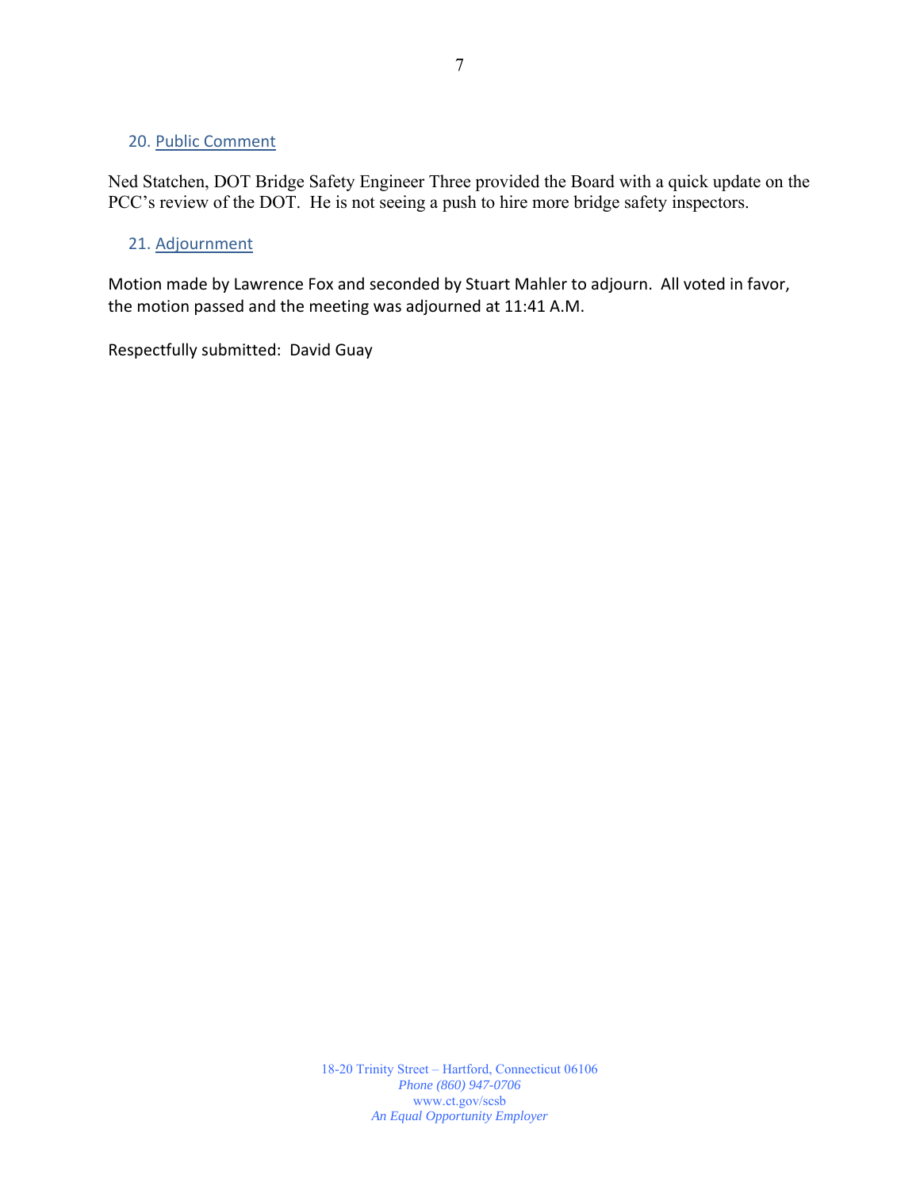## 20. Public Comment

Ned Statchen, DOT Bridge Safety Engineer Three provided the Board with a quick update on the PCC's review of the DOT. He is not seeing a push to hire more bridge safety inspectors.

## 21. Adjournment

Motion made by Lawrence Fox and seconded by Stuart Mahler to adjourn. All voted in favor, the motion passed and the meeting was adjourned at 11:41 A.M.

Respectfully submitted: David Guay

18-20 Trinity Street – Hartford, Connecticut 06106
*Phone (860) 947-0706*
www.ct.gov/scsb
*An Equal Opportunity Employer*